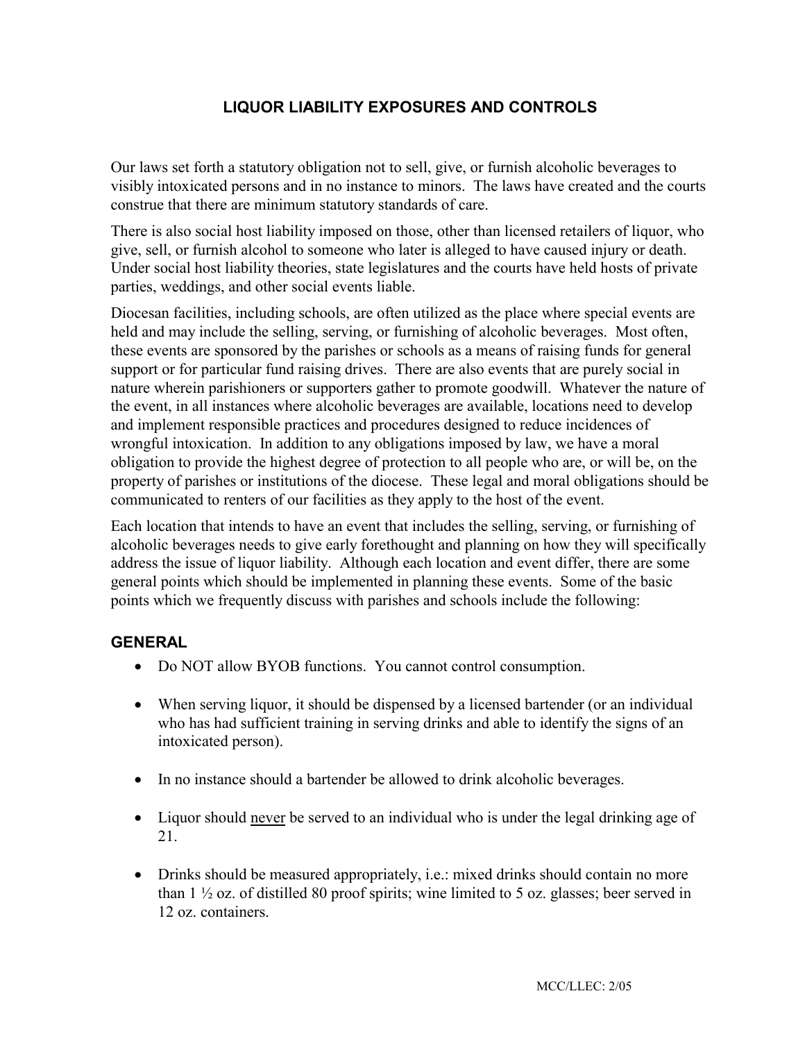# LIQUOR LIABILITY EXPOSURES AND CONTROLS

Our laws set forth a statutory obligation not to sell, give, or furnish alcoholic beverages to visibly intoxicated persons and in no instance to minors. The laws have created and the courts construe that there are minimum statutory standards of care.

There is also social host liability imposed on those, other than licensed retailers of liquor, who give, sell, or furnish alcohol to someone who later is alleged to have caused injury or death. Under social host liability theories, state legislatures and the courts have held hosts of private parties, weddings, and other social events liable.

Diocesan facilities, including schools, are often utilized as the place where special events are held and may include the selling, serving, or furnishing of alcoholic beverages. Most often, these events are sponsored by the parishes or schools as a means of raising funds for general support or for particular fund raising drives. There are also events that are purely social in nature wherein parishioners or supporters gather to promote goodwill. Whatever the nature of the event, in all instances where alcoholic beverages are available, locations need to develop and implement responsible practices and procedures designed to reduce incidences of wrongful intoxication. In addition to any obligations imposed by law, we have a moral obligation to provide the highest degree of protection to all people who are, or will be, on the property of parishes or institutions of the diocese. These legal and moral obligations should be communicated to renters of our facilities as they apply to the host of the event.

Each location that intends to have an event that includes the selling, serving, or furnishing of alcoholic beverages needs to give early forethought and planning on how they will specifically address the issue of liquor liability. Although each location and event differ, there are some general points which should be implemented in planning these events. Some of the basic points which we frequently discuss with parishes and schools include the following:

## GENERAL

- Do NOT allow BYOB functions. You cannot control consumption.
- When serving liquor, it should be dispensed by a licensed bartender (or an individual who has had sufficient training in serving drinks and able to identify the signs of an intoxicated person).
- In no instance should a bartender be allowed to drink alcoholic beverages.
- Liquor should <u>never</u> be served to an individual who is under the legal drinking age of 21.
- Drinks should be measured appropriately, i.e.: mixed drinks should contain no more than 1 ½ oz. of distilled 80 proof spirits; wine limited to 5 oz. glasses; beer served in 12 oz. containers.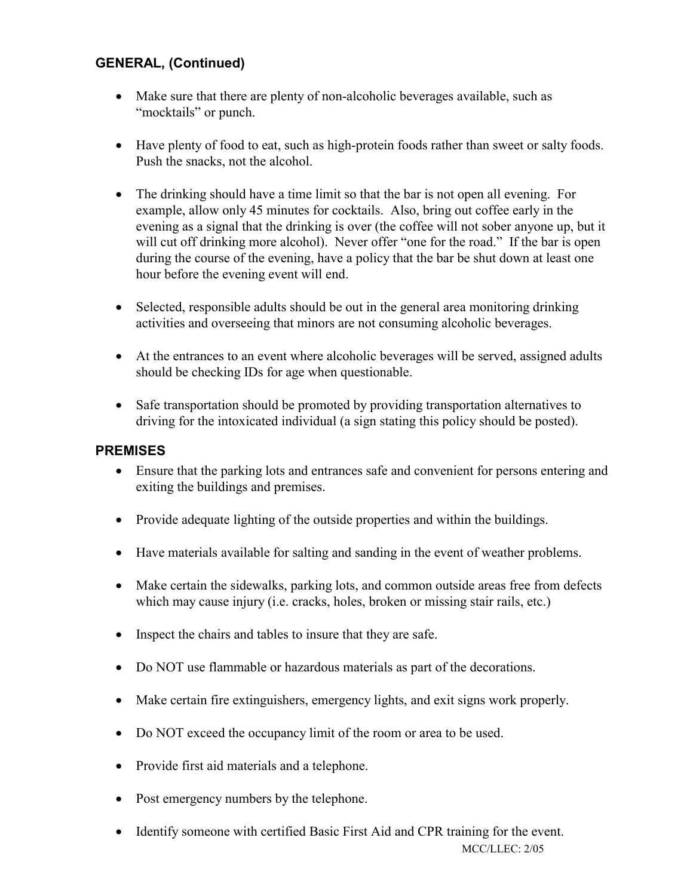### GENERAL, (Continued)

- Make sure that there are plenty of non-alcoholic beverages available, such as "mocktails" or punch.
- Have plenty of food to eat, such as high-protein foods rather than sweet or salty foods. Push the snacks, not the alcohol.
- The drinking should have a time limit so that the bar is not open all evening. For example, allow only 45 minutes for cocktails. Also, bring out coffee early in the evening as a signal that the drinking is over (the coffee will not sober anyone up, but it will cut off drinking more alcohol). Never offer "one for the road." If the bar is open during the course of the evening, have a policy that the bar be shut down at least one hour before the evening event will end.
- Selected, responsible adults should be out in the general area monitoring drinking activities and overseeing that minors are not consuming alcoholic beverages.
- At the entrances to an event where alcoholic beverages will be served, assigned adults should be checking IDs for age when questionable.
- Safe transportation should be promoted by providing transportation alternatives to driving for the intoxicated individual (a sign stating this policy should be posted).

### PREMISES

- Ensure that the parking lots and entrances safe and convenient for persons entering and exiting the buildings and premises.
- Provide adequate lighting of the outside properties and within the buildings.
- Have materials available for salting and sanding in the event of weather problems.
- Make certain the sidewalks, parking lots, and common outside areas free from defects which may cause injury (i.e. cracks, holes, broken or missing stair rails, etc.)
- Inspect the chairs and tables to insure that they are safe.
- Do NOT use flammable or hazardous materials as part of the decorations.
- Make certain fire extinguishers, emergency lights, and exit signs work properly.
- Do NOT exceed the occupancy limit of the room or area to be used.
- Provide first aid materials and a telephone.
- Post emergency numbers by the telephone.
- Identify someone with certified Basic First Aid and CPR training for the event.

MCC/LLEC: 2/05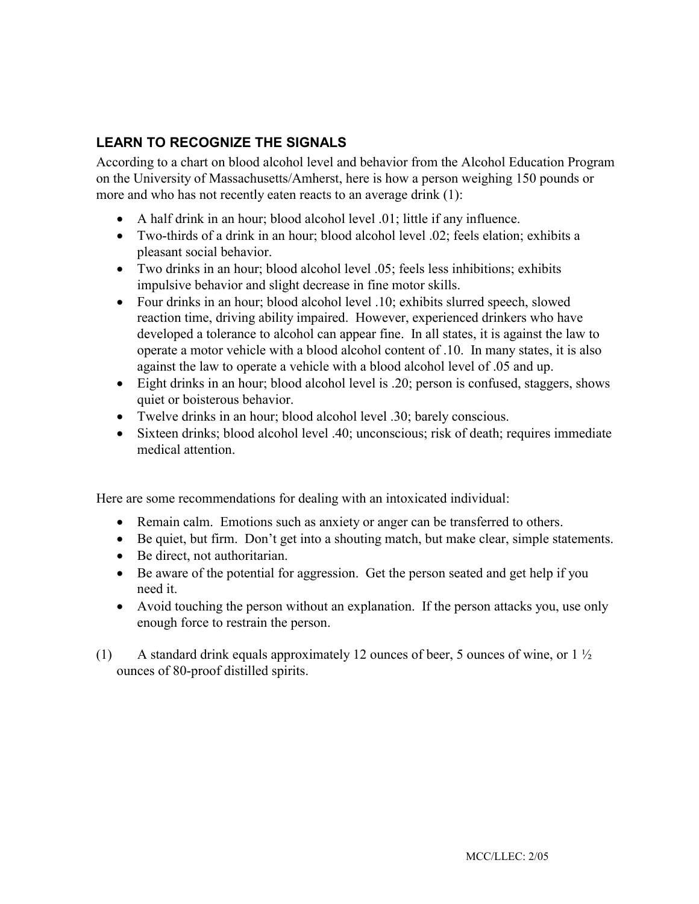## LEARN TO RECOGNIZE THE SIGNALS

According to a chart on blood alcohol level and behavior from the Alcohol Education Program on the University of Massachusetts/Amherst, here is how a person weighing 150 pounds or more and who has not recently eaten reacts to an average drink (1):

- A half drink in an hour; blood alcohol level .01; little if any influence.
- Two-thirds of a drink in an hour; blood alcohol level .02; feels elation; exhibits a pleasant social behavior.
- Two drinks in an hour; blood alcohol level .05; feels less inhibitions; exhibits impulsive behavior and slight decrease in fine motor skills.
- Four drinks in an hour; blood alcohol level .10; exhibits slurred speech, slowed reaction time, driving ability impaired. However, experienced drinkers who have developed a tolerance to alcohol can appear fine. In all states, it is against the law to operate a motor vehicle with a blood alcohol content of .10. In many states, it is also against the law to operate a vehicle with a blood alcohol level of .05 and up.
- Eight drinks in an hour; blood alcohol level is .20; person is confused, staggers, shows quiet or boisterous behavior.
- Twelve drinks in an hour; blood alcohol level .30; barely conscious.
- Sixteen drinks; blood alcohol level .40; unconscious; risk of death; requires immediate medical attention.

Here are some recommendations for dealing with an intoxicated individual:

- Remain calm. Emotions such as anxiety or anger can be transferred to others.
- Be quiet, but firm. Don't get into a shouting match, but make clear, simple statements.
- Be direct, not authoritarian.
- Be aware of the potential for aggression. Get the person seated and get help if you need it.
- Avoid touching the person without an explanation. If the person attacks you, use only enough force to restrain the person.

(1) A standard drink equals approximately 12 ounces of beer, 5 ounces of wine, or 1 ½ ounces of 80-proof distilled spirits.

MCC/LLEC: 2/05